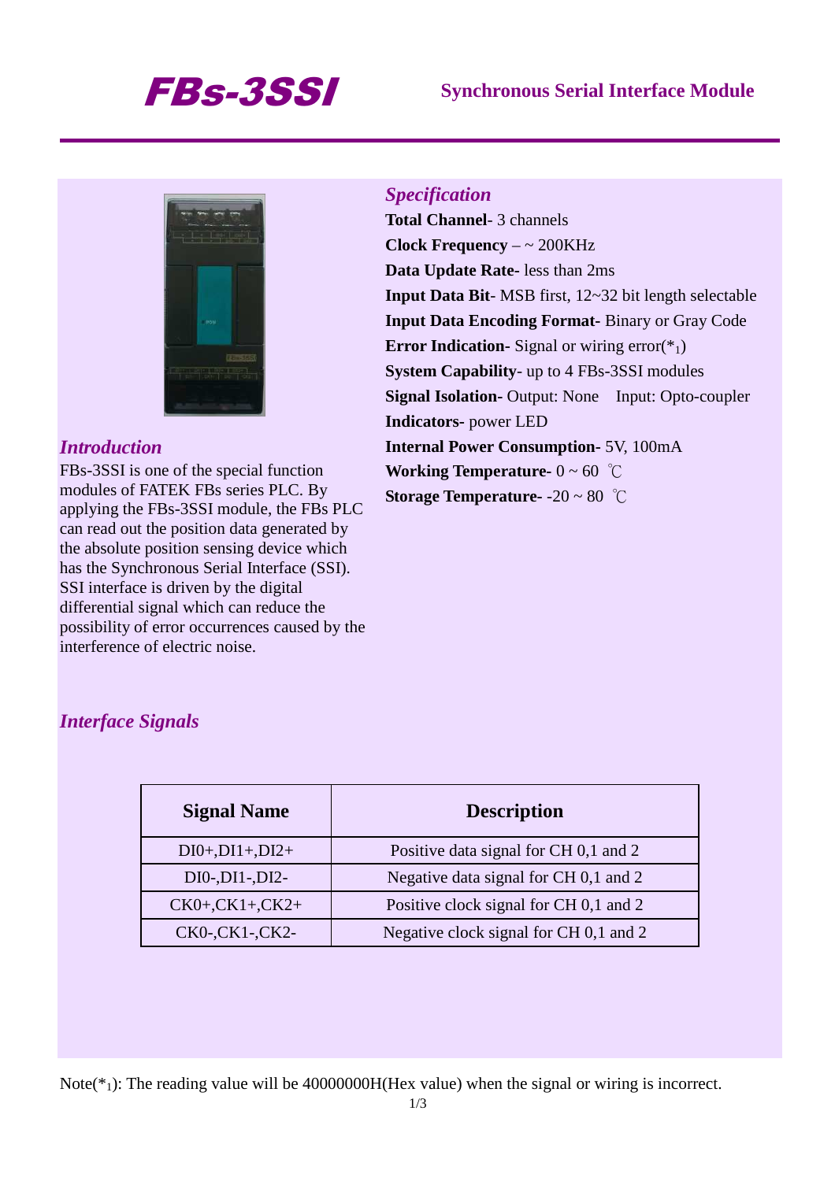# FBs-3SSI

**Synchronous Serial Interface Module**

## *Introduction*

FBs-3SSI is one of the special function modules of FATEK FBs series PLC. By applying the FBs-3SSI module, the FBs PLC can read out the position data generated by the absolute position sensing device which has the Synchronous Serial Interface (SSI). SSI interface is driven by the digital differential signal which can reduce the possibility of error occurrences caused by the interference of electric noise.

## *Specification*

**Total Channel**- 3 channels

**Clock Frequency** – ~ 200KHz

**Data Update Rate-** less than 2ms

**Input Data Bit**- MSB first, 12~32 bit length selectable

**Input Data Encoding Format**- Binary or Gray Code

**Error Indication**- Signal or wiring error($*_1$)

**System Capability**- up to 4 FBs-3SSI modules

**Signal Isolation-** Output: None  Input: Opto-coupler

**Indicators-** power LED

**Internal Power Consumption-** 5V, 100mA

**Working Temperature-** 0 ~ 60 ℃

**Storage Temperature-** -20 ~ 80 ℃

## *Interface Signals*

| Signal Name | Description |
|---|---|
| DI0+,DI1+,DI2+ | Positive data signal for CH 0,1 and 2 |
| DI0-,DI1-,DI2- | Negative data signal for CH 0,1 and 2 |
| CK0+,CK1+,CK2+ | Positive clock signal for CH 0,1 and 2 |
| CK0-,CK1-,CK2- | Negative clock signal for CH 0,1 and 2 |

Note($*_1$): The reading value will be 40000000H(Hex value) when the signal or wiring is incorrect.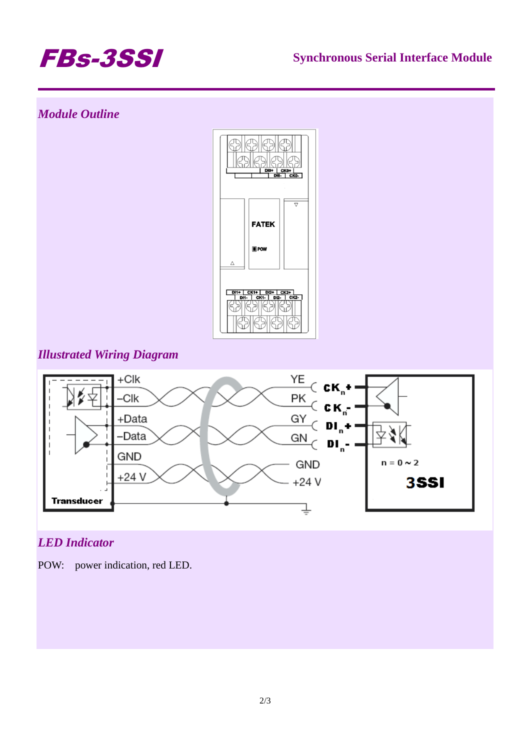## Module Outline

## Illustrated Wiring Diagram

## LED Indicator

POW:  power indication, red LED.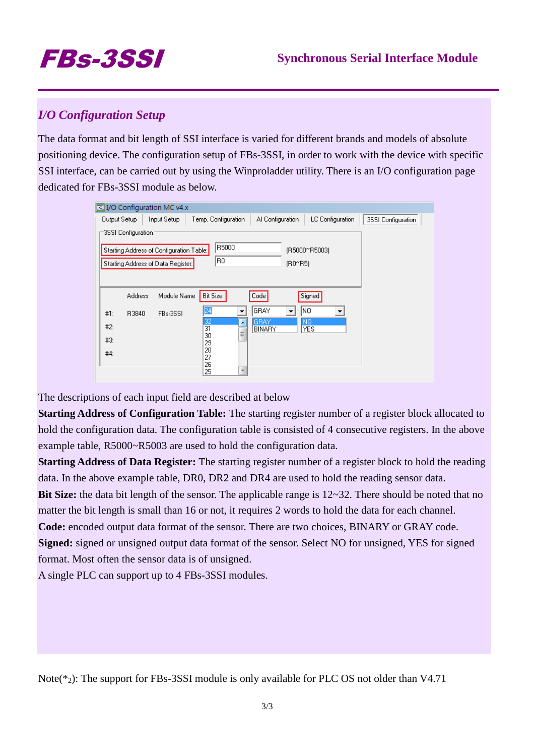## *I/O Configuration Setup*

The data format and bit length of SSI interface is varied for different brands and models of absolute positioning device. The configuration setup of FBs-3SSI, in order to work with the device with specific SSI interface, can be carried out by using the Winproladder utility. There is an I/O configuration page dedicated for FBs-3SSI module as below.

The descriptions of each input field are described at below

**Starting Address of Configuration Table:** The starting register number of a register block allocated to hold the configuration data. The configuration table is consisted of 4 consecutive registers. In the above example table, R5000~R5003 are used to hold the configuration data.

**Starting Address of Data Register:** The starting register number of a register block to hold the reading data. In the above example table, DR0, DR2 and DR4 are used to hold the reading sensor data.

**Bit Size:** the data bit length of the sensor. The applicable range is 12~32. There should be noted that no matter the bit length is small than 16 or not, it requires 2 words to hold the data for each channel.

**Code:** encoded output data format of the sensor. There are two choices, BINARY or GRAY code.

**Signed:** signed or unsigned output data format of the sensor. Select NO for unsigned, YES for signed format. Most often the sensor data is of unsigned.

A single PLC can support up to 4 FBs-3SSI modules.

Note(*2): The support for FBs-3SSI module is only available for PLC OS not older than V4.71